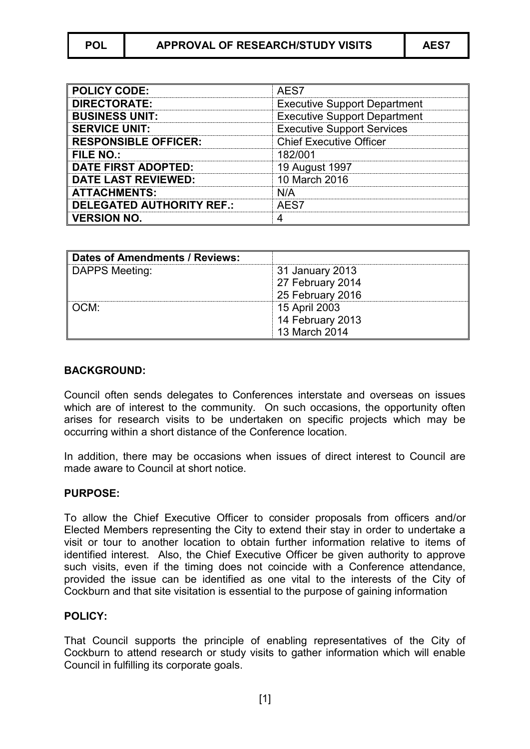| POL | APPROVAL OF RESEARCH/STUDY VISITS | AES7 |
|---|---|---|

| | |
|---|---|
| **POLICY CODE:** | AES7 |
| **DIRECTORATE:** | Executive Support Department |
| **BUSINESS UNIT:** | Executive Support Department |
| **SERVICE UNIT:** | Executive Support Services |
| **RESPONSIBLE OFFICER:** | Chief Executive Officer |
| **FILE NO.:** | 182/001 |
| **DATE FIRST ADOPTED:** | 19 August 1997 |
| **DATE LAST REVIEWED:** | 10 March 2016 |
| **ATTACHMENTS:** | N/A |
| **DELEGATED AUTHORITY REF.:** | AES7 |
| **VERSION NO.** | 4 |

| **Dates of Amendments / Reviews:** | |
|---|---|
| DAPPS Meeting: | 31 January 2013<br>27 February 2014<br>25 February 2016 |
| OCM: | 15 April 2003<br>14 February 2013<br>13 March 2014 |

## BACKGROUND:

Council often sends delegates to Conferences interstate and overseas on issues which are of interest to the community. On such occasions, the opportunity often arises for research visits to be undertaken on specific projects which may be occurring within a short distance of the Conference location.

In addition, there may be occasions when issues of direct interest to Council are made aware to Council at short notice.

## PURPOSE:

To allow the Chief Executive Officer to consider proposals from officers and/or Elected Members representing the City to extend their stay in order to undertake a visit or tour to another location to obtain further information relative to items of identified interest. Also, the Chief Executive Officer be given authority to approve such visits, even if the timing does not coincide with a Conference attendance, provided the issue can be identified as one vital to the interests of the City of Cockburn and that site visitation is essential to the purpose of gaining information

## POLICY:

That Council supports the principle of enabling representatives of the City of Cockburn to attend research or study visits to gather information which will enable Council in fulfilling its corporate goals.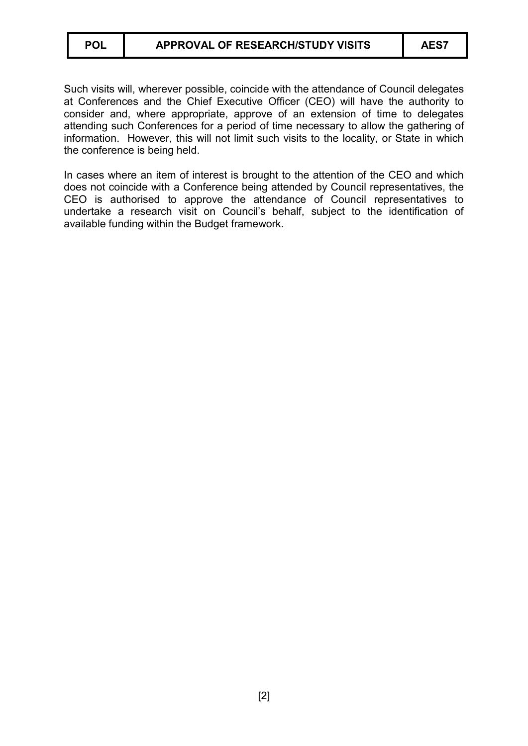Such visits will, wherever possible, coincide with the attendance of Council delegates at Conferences and the Chief Executive Officer (CEO) will have the authority to consider and, where appropriate, approve of an extension of time to delegates attending such Conferences for a period of time necessary to allow the gathering of information. However, this will not limit such visits to the locality, or State in which the conference is being held.

In cases where an item of interest is brought to the attention of the CEO and which does not coincide with a Conference being attended by Council representatives, the CEO is authorised to approve the attendance of Council representatives to undertake a research visit on Council's behalf, subject to the identification of available funding within the Budget framework.